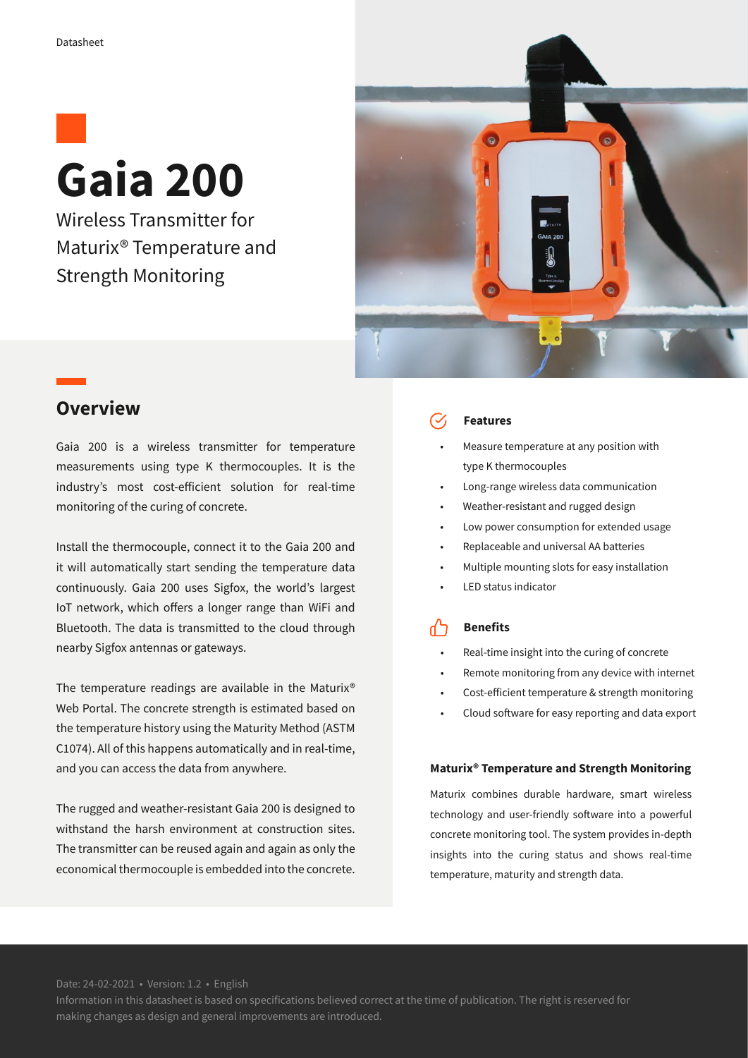Datasheet

# Gaia 200

Wireless Transmitter for Maturix® Temperature and Strength Monitoring

## Overview

Gaia 200 is a wireless transmitter for temperature measurements using type K thermocouples. It is the industry's most cost-efficient solution for real-time monitoring of the curing of concrete.

Install the thermocouple, connect it to the Gaia 200 and it will automatically start sending the temperature data continuously. Gaia 200 uses Sigfox, the world's largest IoT network, which offers a longer range than WiFi and Bluetooth. The data is transmitted to the cloud through nearby Sigfox antennas or gateways.

The temperature readings are available in the Maturix® Web Portal. The concrete strength is estimated based on the temperature history using the Maturity Method (ASTM C1074). All of this happens automatically and in real-time, and you can access the data from anywhere.

The rugged and weather-resistant Gaia 200 is designed to withstand the harsh environment at construction sites. The transmitter can be reused again and again as only the economical thermocouple is embedded into the concrete.

### Features

- Measure temperature at any position with type K thermocouples
- Long-range wireless data communication
- Weather-resistant and rugged design
- Low power consumption for extended usage
- Replaceable and universal AA batteries
- Multiple mounting slots for easy installation
- LED status indicator

### Benefits

- Real-time insight into the curing of concrete
- Remote monitoring from any device with internet
- Cost-efficient temperature & strength monitoring
- Cloud software for easy reporting and data export

### Maturix® Temperature and Strength Monitoring

Maturix combines durable hardware, smart wireless technology and user-friendly software into a powerful concrete monitoring tool. The system provides in-depth insights into the curing status and shows real-time temperature, maturity and strength data.

Date: 24-02-2021 • Version: 1.2 • English

Information in this datasheet is based on specifications believed correct at the time of publication. The right is reserved for making changes as design and general improvements are introduced.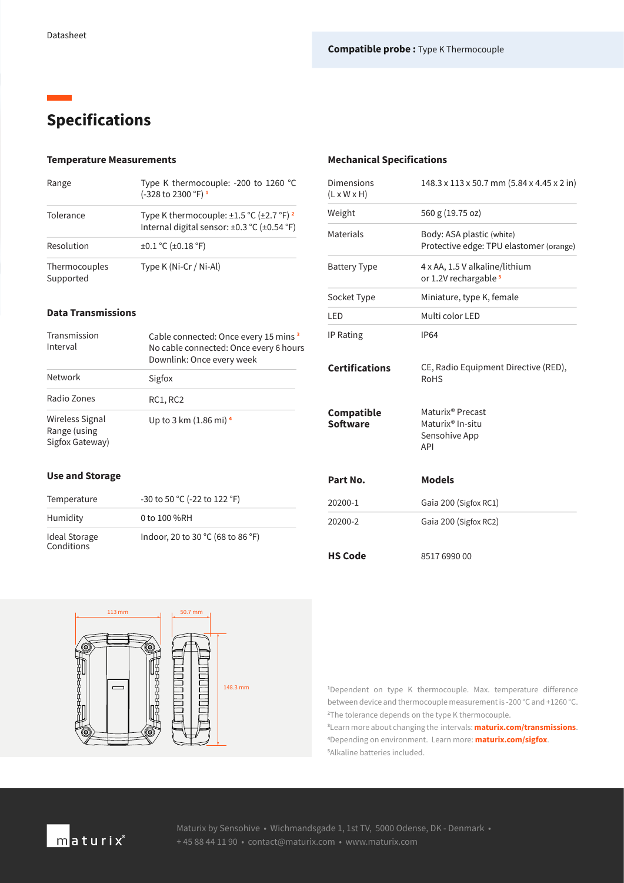Datasheet

**Compatible probe :** Type K Thermocouple

# Specifications

### Temperature Measurements

| | |
|---|---|
| Range | Type K thermocouple: -200 to 1260 °C (-328 to 2300 °F) [1] |
| Tolerance | Type K thermocouple: ±1.5 °C (±2.7 °F) [2]<br>Internal digital sensor: ±0.3 °C (±0.54 °F) |
| Resolution | ±0.1 °C (±0.18 °F) |
| Thermocouples Supported | Type K (Ni-Cr / Ni-Al) |

### Data Transmissions

| | |
|---|---|
| Transmission Interval | Cable connected: Once every 15 mins [3]<br>No cable connected: Once every 6 hours<br>Downlink: Once every week |
| Network | Sigfox |
| Radio Zones | RC1, RC2 |
| Wireless Signal Range (using Sigfox Gateway) | Up to 3 km (1.86 mi) [4] |

### Use and Storage

| | |
|---|---|
| Temperature | -30 to 50 °C (-22 to 122 °F) |
| Humidity | 0 to 100 %RH |
| Ideal Storage Conditions | Indoor, 20 to 30 °C (68 to 86 °F) |

### Mechanical Specifications

| | |
|---|---|
| Dimensions (L x W x H) | 148.3 x 113 x 50.7 mm (5.84 x 4.45 x 2 in) |
| Weight | 560 g (19.75 oz) |
| Materials | Body: ASA plastic (white)<br>Protective edge: TPU elastomer (orange) |
| Battery Type | 4 x AA, 1.5 V alkaline/lithium or 1.2V rechargable [5] |
| Socket Type | Miniature, type K, female |
| LED | Multi color LED |
| IP Rating | IP64 |

**Certifications**

CE, Radio Equipment Directive (RED), RoHS

**Compatible Software**

Maturix® Precast
Maturix® In-situ
Sensohive App
API

| Part No. | Models |
|---|---|
| 20200-1 | Gaia 200 (Sigfox RC1) |
| 20200-2 | Gaia 200 (Sigfox RC2) |

**HS Code** 8517 6990 00

113 mm
50.7 mm
148.3 mm

[1]Dependent on type K thermocouple. Max. temperature difference between device and thermocouple measurement is -200 °C and +1260 °C.
[2]The tolerance depends on the type K thermocouple.
[3]Learn more about changing the intervals: **maturix.com/transmissions**.
[4]Depending on environment. Learn more: **maturix.com/sigfox**.
[5]Alkaline batteries included.

maturix®

Maturix by Sensohive • Wichmandsgade 1, 1st TV, 5000 Odense, DK - Denmark • + 45 88 44 11 90 • contact@maturix.com • www.maturix.com